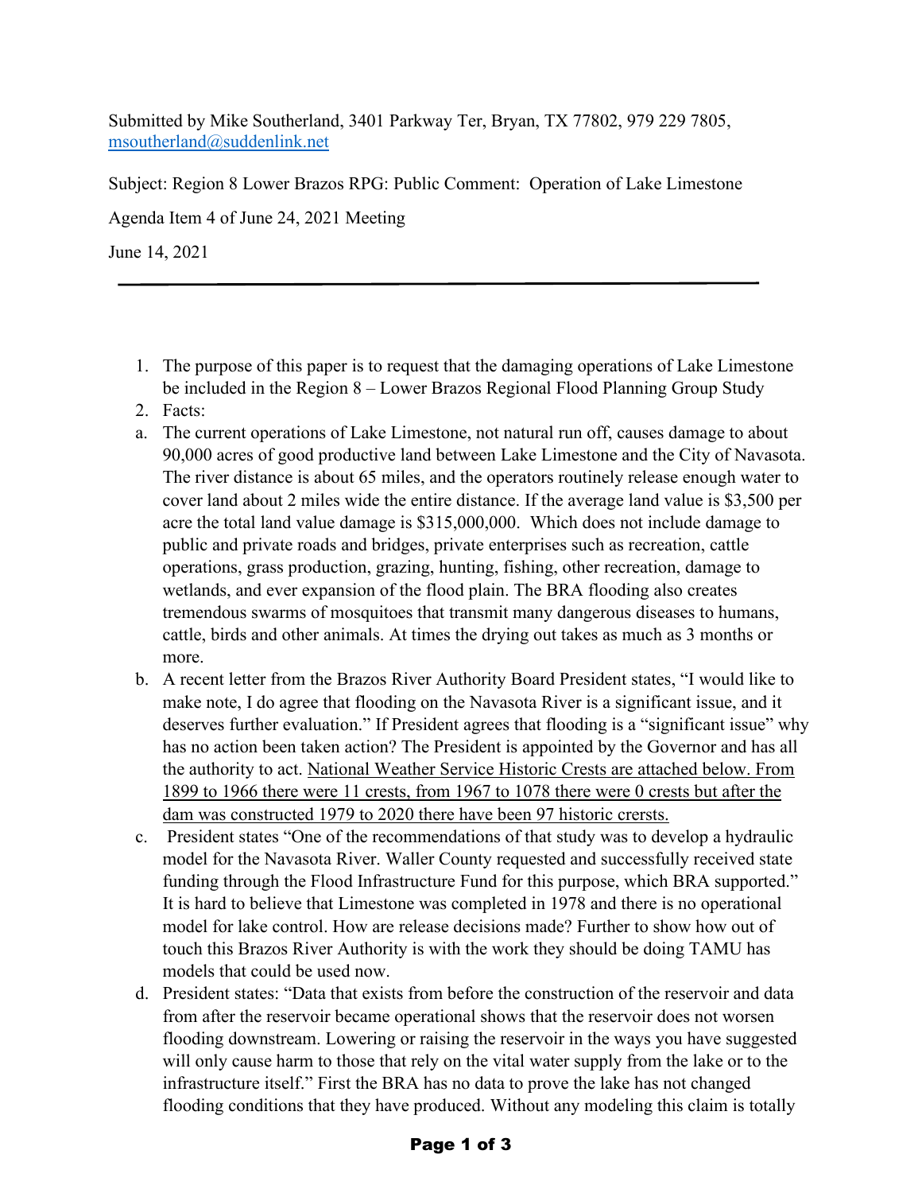Submitted by Mike Southerland, 3401 Parkway Ter, Bryan, TX 77802, 979 229 7805, msoutherland@suddenlink.net

Subject: Region 8 Lower Brazos RPG: Public Comment: Operation of Lake Limestone

Agenda Item 4 of June 24, 2021 Meeting

June 14, 2021

---

1. The purpose of this paper is to request that the damaging operations of Lake Limestone be included in the Region 8 – Lower Brazos Regional Flood Planning Group Study
2. Facts:

a. The current operations of Lake Limestone, not natural run off, causes damage to about 90,000 acres of good productive land between Lake Limestone and the City of Navasota. The river distance is about 65 miles, and the operators routinely release enough water to cover land about 2 miles wide the entire distance. If the average land value is $3,500 per acre the total land value damage is $315,000,000. Which does not include damage to public and private roads and bridges, private enterprises such as recreation, cattle operations, grass production, grazing, hunting, fishing, other recreation, damage to wetlands, and ever expansion of the flood plain. The BRA flooding also creates tremendous swarms of mosquitoes that transmit many dangerous diseases to humans, cattle, birds and other animals. At times the drying out takes as much as 3 months or more.

b. A recent letter from the Brazos River Authority Board President states, "I would like to make note, I do agree that flooding on the Navasota River is a significant issue, and it deserves further evaluation." If President agrees that flooding is a "significant issue" why has no action been taken action? The President is appointed by the Governor and has all the authority to act. National Weather Service Historic Crests are attached below. From 1899 to 1966 there were 11 crests, from 1967 to 1078 there were 0 crests but after the dam was constructed 1979 to 2020 there have been 97 historic crersts.

c. President states "One of the recommendations of that study was to develop a hydraulic model for the Navasota River. Waller County requested and successfully received state funding through the Flood Infrastructure Fund for this purpose, which BRA supported." It is hard to believe that Limestone was completed in 1978 and there is no operational model for lake control. How are release decisions made? Further to show how out of touch this Brazos River Authority is with the work they should be doing TAMU has models that could be used now.

d. President states: "Data that exists from before the construction of the reservoir and data from after the reservoir became operational shows that the reservoir does not worsen flooding downstream. Lowering or raising the reservoir in the ways you have suggested will only cause harm to those that rely on the vital water supply from the lake or to the infrastructure itself." First the BRA has no data to prove the lake has not changed flooding conditions that they have produced. Without any modeling this claim is totally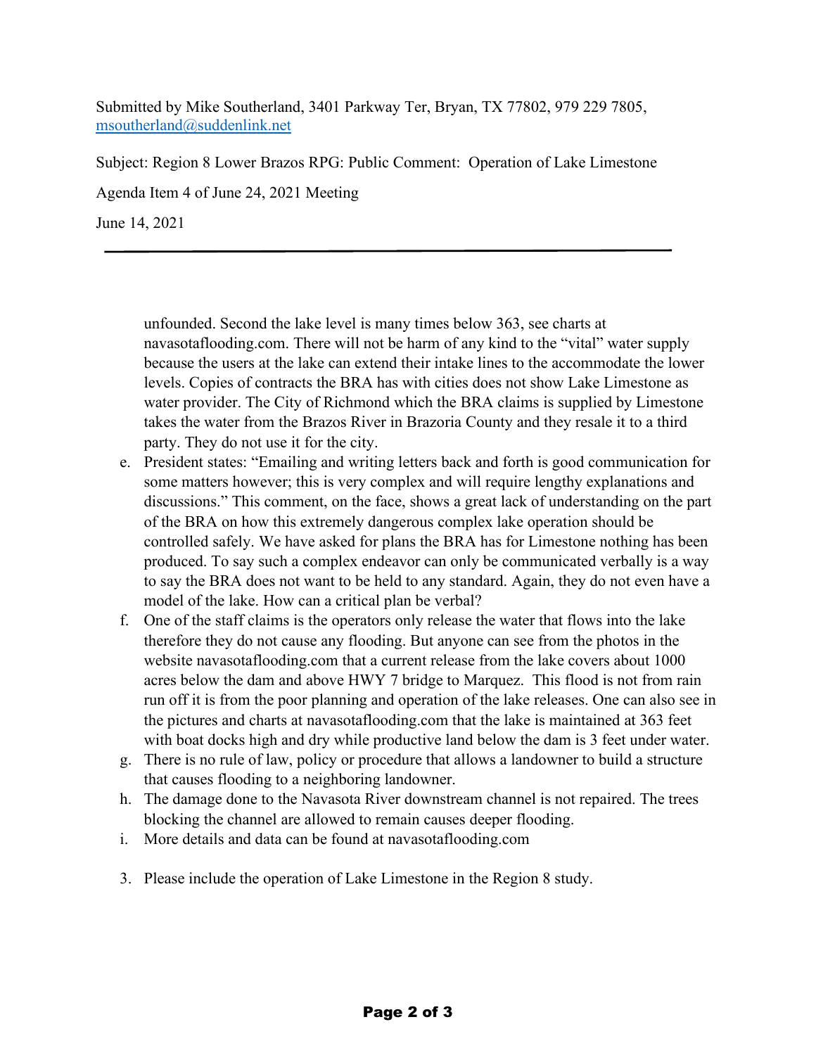Submitted by Mike Southerland, 3401 Parkway Ter, Bryan, TX 77802, 979 229 7805, msoutherland@suddenlink.net

Subject: Region 8 Lower Brazos RPG: Public Comment: Operation of Lake Limestone

Agenda Item 4 of June 24, 2021 Meeting

June 14, 2021

---

unfounded. Second the lake level is many times below 363, see charts at navasotaflooding.com. There will not be harm of any kind to the "vital" water supply because the users at the lake can extend their intake lines to the accommodate the lower levels. Copies of contracts the BRA has with cities does not show Lake Limestone as water provider. The City of Richmond which the BRA claims is supplied by Limestone takes the water from the Brazos River in Brazoria County and they resale it to a third party. They do not use it for the city.

e. President states: "Emailing and writing letters back and forth is good communication for some matters however; this is very complex and will require lengthy explanations and discussions." This comment, on the face, shows a great lack of understanding on the part of the BRA on how this extremely dangerous complex lake operation should be controlled safely. We have asked for plans the BRA has for Limestone nothing has been produced. To say such a complex endeavor can only be communicated verbally is a way to say the BRA does not want to be held to any standard. Again, they do not even have a model of the lake. How can a critical plan be verbal?
f. One of the staff claims is the operators only release the water that flows into the lake therefore they do not cause any flooding. But anyone can see from the photos in the website navasotaflooding.com that a current release from the lake covers about 1000 acres below the dam and above HWY 7 bridge to Marquez. This flood is not from rain run off it is from the poor planning and operation of the lake releases. One can also see in the pictures and charts at navasotaflooding.com that the lake is maintained at 363 feet with boat docks high and dry while productive land below the dam is 3 feet under water.
g. There is no rule of law, policy or procedure that allows a landowner to build a structure that causes flooding to a neighboring landowner.
h. The damage done to the Navasota River downstream channel is not repaired. The trees blocking the channel are allowed to remain causes deeper flooding.
i. More details and data can be found at navasotaflooding.com

3. Please include the operation of Lake Limestone in the Region 8 study.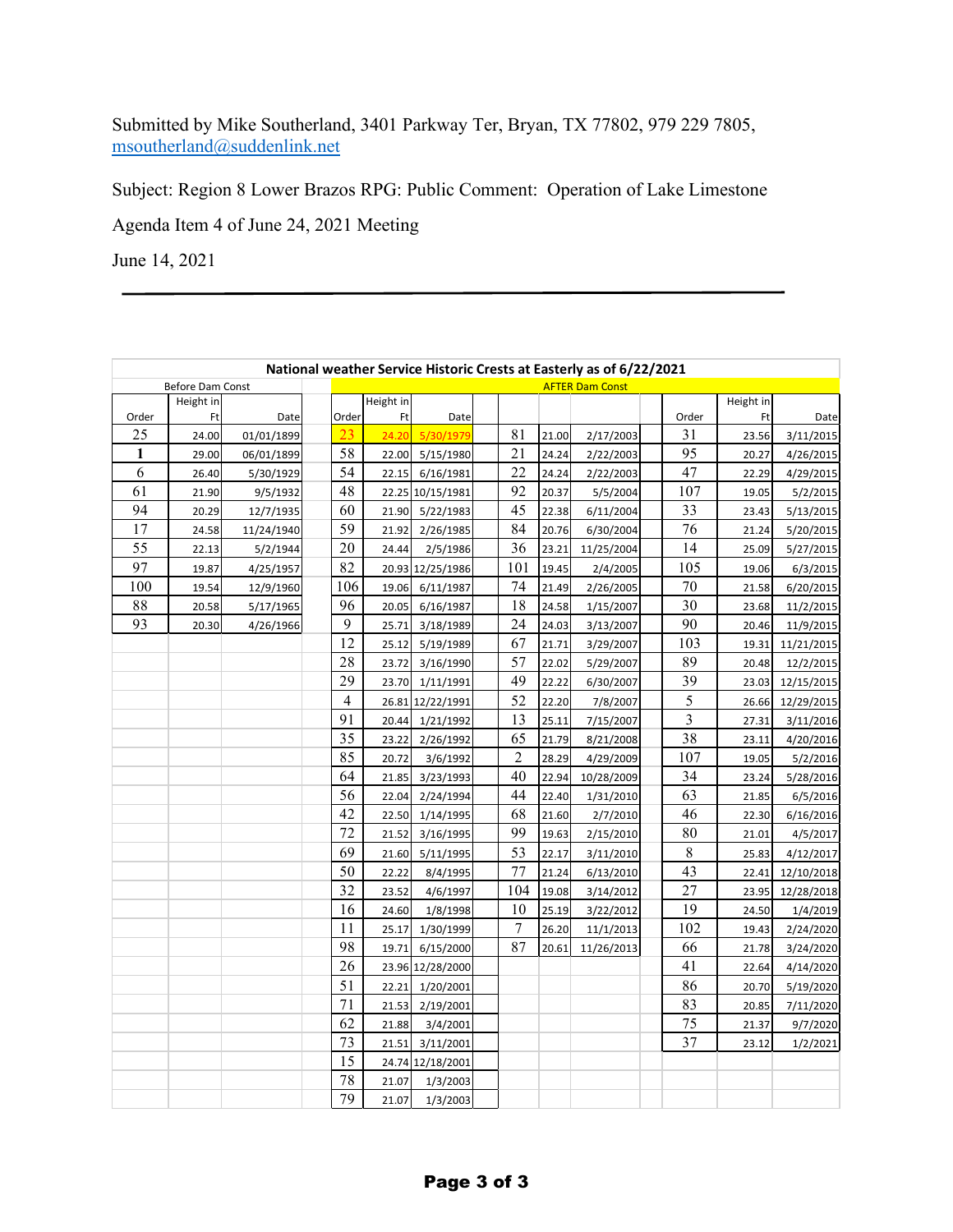Submitted by Mike Southerland, 3401 Parkway Ter, Bryan, TX 77802, 979 229 7805, msoutherland@suddenlink.net

Subject: Region 8 Lower Brazos RPG: Public Comment: Operation of Lake Limestone

Agenda Item 4 of June 24, 2021 Meeting

June 14, 2021

---

**National weather Service Historic Crests at Easterly as of 6/22/2021**

| Before Dam Const | | | | AFTER Dam Const | | | | | | | | | | |
|---|---|---|---|---|---|---|---|---|---|---|---|---|---|---|
| Order | Height in Ft | Date | | Order | Height in Ft | Date | | | | | | Order | Height in Ft | Date |
| 25 | 24.00 | 01/01/1899 | | 23 | 24.20 | 5/30/1979 | | 81 | 21.00 | 2/17/2003 | | 31 | 23.56 | 3/11/2015 |
| 1 | 29.00 | 06/01/1899 | | 58 | 22.00 | 5/15/1980 | | 21 | 24.24 | 2/22/2003 | | 95 | 20.27 | 4/26/2015 |
| 6 | 26.40 | 5/30/1929 | | 54 | 22.15 | 6/16/1981 | | 22 | 24.24 | 2/22/2003 | | 47 | 22.29 | 4/29/2015 |
| 61 | 21.90 | 9/5/1932 | | 48 | 22.25 | 10/15/1981 | | 92 | 20.37 | 5/5/2004 | | 107 | 19.05 | 5/2/2015 |
| 94 | 20.29 | 12/7/1935 | | 60 | 21.90 | 5/22/1983 | | 45 | 22.38 | 6/11/2004 | | 33 | 23.43 | 5/13/2015 |
| 17 | 24.58 | 11/24/1940 | | 59 | 21.92 | 2/26/1985 | | 84 | 20.76 | 6/30/2004 | | 76 | 21.24 | 5/20/2015 |
| 55 | 22.13 | 5/2/1944 | | 20 | 24.44 | 2/5/1986 | | 36 | 23.21 | 11/25/2004 | | 14 | 25.09 | 5/27/2015 |
| 97 | 19.87 | 4/25/1957 | | 82 | 20.93 | 12/25/1986 | | 101 | 19.45 | 2/4/2005 | | 105 | 19.06 | 6/3/2015 |
| 100 | 19.54 | 12/9/1960 | | 106 | 19.06 | 6/11/1987 | | 74 | 21.49 | 2/26/2005 | | 70 | 21.58 | 6/20/2015 |
| 88 | 20.58 | 5/17/1965 | | 96 | 20.05 | 6/16/1987 | | 18 | 24.58 | 1/15/2007 | | 30 | 23.68 | 11/2/2015 |
| 93 | 20.30 | 4/26/1966 | | 9 | 25.71 | 3/18/1989 | | 24 | 24.03 | 3/13/2007 | | 90 | 20.46 | 11/9/2015 |
| | | | | 12 | 25.12 | 5/19/1989 | | 67 | 21.71 | 3/29/2007 | | 103 | 19.31 | 11/21/2015 |
| | | | | 28 | 23.72 | 3/16/1990 | | 57 | 22.02 | 5/29/2007 | | 89 | 20.48 | 12/2/2015 |
| | | | | 29 | 23.70 | 1/11/1991 | | 49 | 22.22 | 6/30/2007 | | 39 | 23.03 | 12/15/2015 |
| | | | | 4 | 26.81 | 12/22/1991 | | 52 | 22.20 | 7/8/2007 | | 5 | 26.66 | 12/29/2015 |
| | | | | 91 | 20.44 | 1/21/1992 | | 13 | 25.11 | 7/15/2007 | | 3 | 27.31 | 3/11/2016 |
| | | | | 35 | 23.22 | 2/26/1992 | | 65 | 21.79 | 8/21/2008 | | 38 | 23.11 | 4/20/2016 |
| | | | | 85 | 20.72 | 3/6/1992 | | 2 | 28.29 | 4/29/2009 | | 107 | 19.05 | 5/2/2016 |
| | | | | 64 | 21.85 | 3/23/1993 | | 40 | 22.94 | 10/28/2009 | | 34 | 23.24 | 5/28/2016 |
| | | | | 56 | 22.04 | 2/24/1994 | | 44 | 22.40 | 1/31/2010 | | 63 | 21.85 | 6/5/2016 |
| | | | | 42 | 22.50 | 1/14/1995 | | 68 | 21.60 | 2/7/2010 | | 46 | 22.30 | 6/16/2016 |
| | | | | 72 | 21.52 | 3/16/1995 | | 99 | 19.63 | 2/15/2010 | | 80 | 21.01 | 4/5/2017 |
| | | | | 69 | 21.60 | 5/11/1995 | | 53 | 22.17 | 3/11/2010 | | 8 | 25.83 | 4/12/2017 |
| | | | | 50 | 22.22 | 8/4/1995 | | 77 | 21.24 | 6/13/2010 | | 43 | 22.41 | 12/10/2018 |
| | | | | 32 | 23.52 | 4/6/1997 | | 104 | 19.08 | 3/14/2012 | | 27 | 23.95 | 12/28/2018 |
| | | | | 16 | 24.60 | 1/8/1998 | | 10 | 25.19 | 3/22/2012 | | 19 | 24.50 | 1/4/2019 |
| | | | | 11 | 25.17 | 1/30/1999 | | 7 | 26.20 | 11/1/2013 | | 102 | 19.43 | 2/24/2020 |
| | | | | 98 | 19.71 | 6/15/2000 | | 87 | 20.61 | 11/26/2013 | | 66 | 21.78 | 3/24/2020 |
| | | | | 26 | 23.96 | 12/28/2000 | | | | | | 41 | 22.64 | 4/14/2020 |
| | | | | 51 | 22.21 | 1/20/2001 | | | | | | 86 | 20.70 | 5/19/2020 |
| | | | | 71 | 21.53 | 2/19/2001 | | | | | | 83 | 20.85 | 7/11/2020 |
| | | | | 62 | 21.88 | 3/4/2001 | | | | | | 75 | 21.37 | 9/7/2020 |
| | | | | 73 | 21.51 | 3/11/2001 | | | | | | 37 | 23.12 | 1/2/2021 |
| | | | | 15 | 24.74 | 12/18/2001 | | | | | | | | |
| | | | | 78 | 21.07 | 1/3/2003 | | | | | | | | |
| | | | | 79 | 21.07 | 1/3/2003 | | | | | | | | |